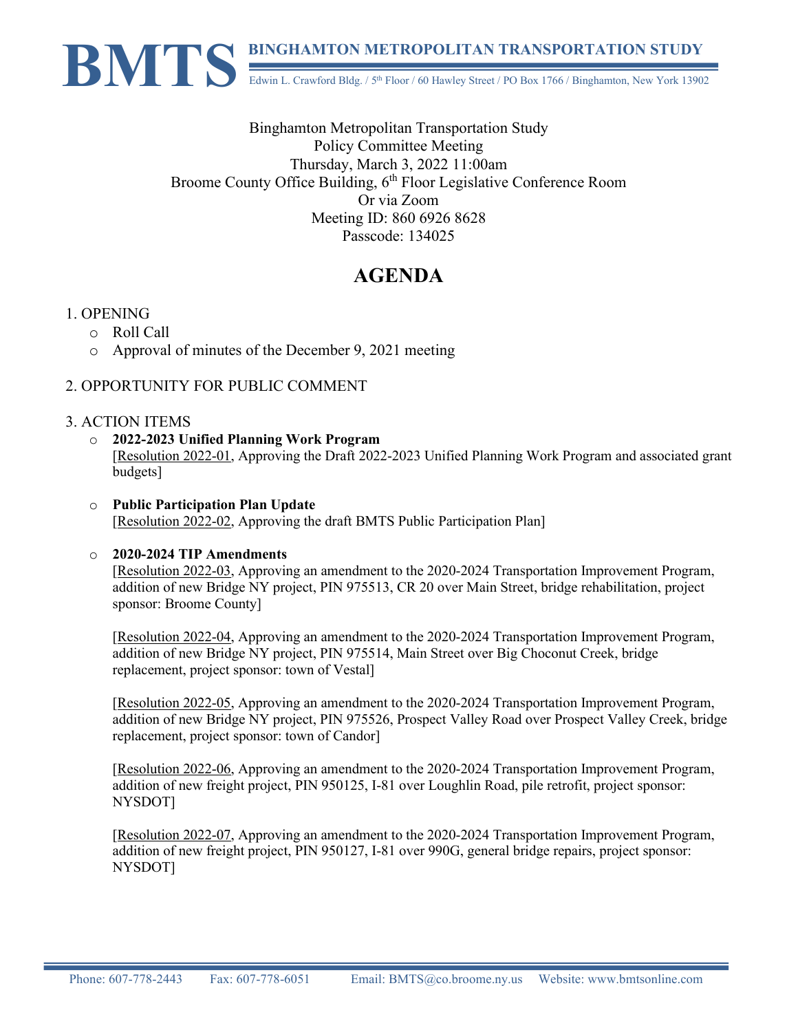# BMTS

**BINGHAMTON METROPOLITAN TRANSPORTATION STUDY**

Edwin L. Crawford Bldg. / 5th Floor / 60 Hawley Street / PO Box 1766 / Binghamton, New York 13902

Binghamton Metropolitan Transportation Study
Policy Committee Meeting
Thursday, March 3, 2022 11:00am
Broome County Office Building, 6th Floor Legislative Conference Room
Or via Zoom
Meeting ID: 860 6926 8628
Passcode: 134025

# AGENDA

1. OPENING
   - Roll Call
   - Approval of minutes of the December 9, 2021 meeting

2. OPPORTUNITY FOR PUBLIC COMMENT

3. ACTION ITEMS
   - **2022-2023 Unified Planning Work Program**
     [Resolution 2022-01, Approving the Draft 2022-2023 Unified Planning Work Program and associated grant budgets]

   - **Public Participation Plan Update**
     [Resolution 2022-02, Approving the draft BMTS Public Participation Plan]

   - **2020-2024 TIP Amendments**
     [Resolution 2022-03, Approving an amendment to the 2020-2024 Transportation Improvement Program, addition of new Bridge NY project, PIN 975513, CR 20 over Main Street, bridge rehabilitation, project sponsor: Broome County]

     [Resolution 2022-04, Approving an amendment to the 2020-2024 Transportation Improvement Program, addition of new Bridge NY project, PIN 975514, Main Street over Big Choconut Creek, bridge replacement, project sponsor: town of Vestal]

     [Resolution 2022-05, Approving an amendment to the 2020-2024 Transportation Improvement Program, addition of new Bridge NY project, PIN 975526, Prospect Valley Road over Prospect Valley Creek, bridge replacement, project sponsor: town of Candor]

     [Resolution 2022-06, Approving an amendment to the 2020-2024 Transportation Improvement Program, addition of new freight project, PIN 950125, I-81 over Loughlin Road, pile retrofit, project sponsor: NYSDOT]

     [Resolution 2022-07, Approving an amendment to the 2020-2024 Transportation Improvement Program, addition of new freight project, PIN 950127, I-81 over 990G, general bridge repairs, project sponsor: NYSDOT]

Phone: 607-778-2443 Fax: 607-778-6051 Email: BMTS@co.broome.ny.us Website: www.bmtsonline.com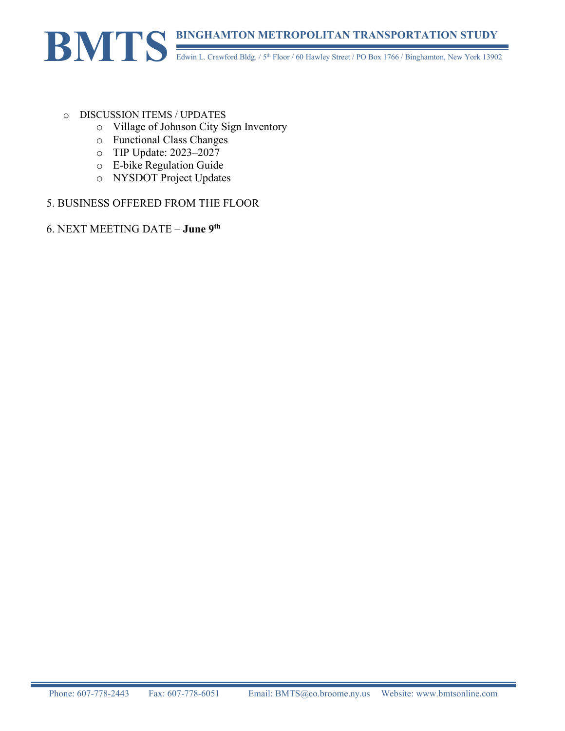- DISCUSSION ITEMS / UPDATES
    - Village of Johnson City Sign Inventory
    - Functional Class Changes
    - TIP Update: 2023–2027
    - E-bike Regulation Guide
    - NYSDOT Project Updates

5. BUSINESS OFFERED FROM THE FLOOR

6. NEXT MEETING DATE – **June 9th**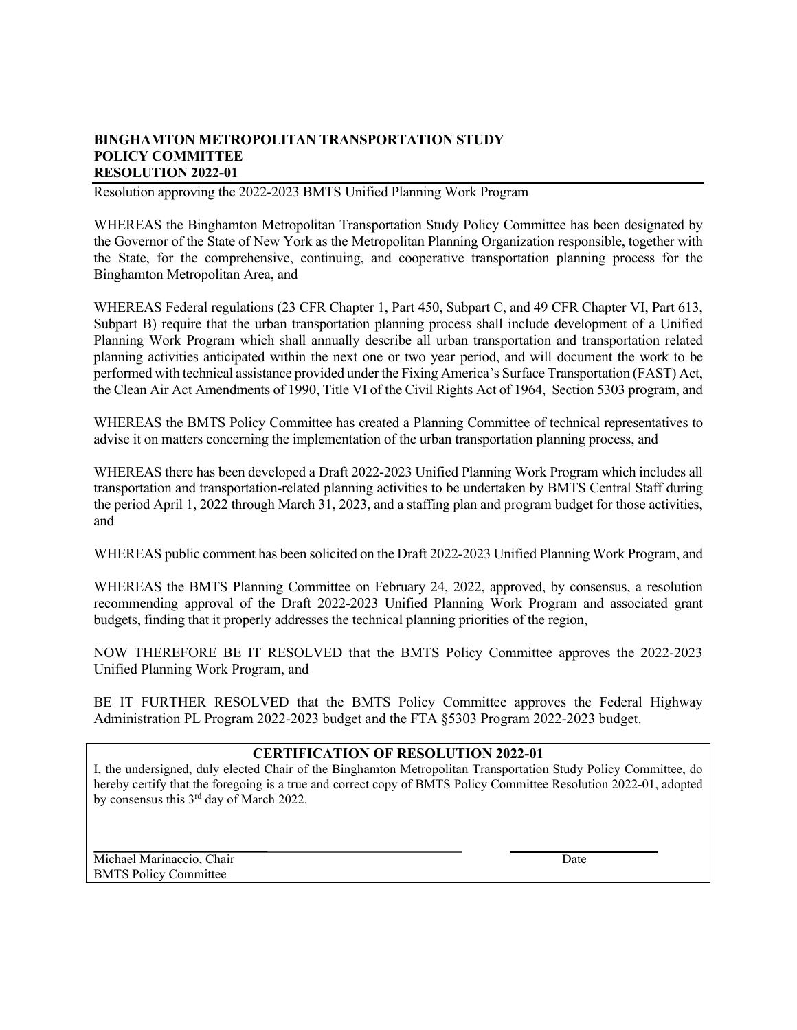**BINGHAMTON METROPOLITAN TRANSPORTATION STUDY**
**POLICY COMMITTEE**
**RESOLUTION 2022-01**

Resolution approving the 2022-2023 BMTS Unified Planning Work Program

WHEREAS the Binghamton Metropolitan Transportation Study Policy Committee has been designated by the Governor of the State of New York as the Metropolitan Planning Organization responsible, together with the State, for the comprehensive, continuing, and cooperative transportation planning process for the Binghamton Metropolitan Area, and

WHEREAS Federal regulations (23 CFR Chapter 1, Part 450, Subpart C, and 49 CFR Chapter VI, Part 613, Subpart B) require that the urban transportation planning process shall include development of a Unified Planning Work Program which shall annually describe all urban transportation and transportation related planning activities anticipated within the next one or two year period, and will document the work to be performed with technical assistance provided under the Fixing America's Surface Transportation (FAST) Act, the Clean Air Act Amendments of 1990, Title VI of the Civil Rights Act of 1964, Section 5303 program, and

WHEREAS the BMTS Policy Committee has created a Planning Committee of technical representatives to advise it on matters concerning the implementation of the urban transportation planning process, and

WHEREAS there has been developed a Draft 2022-2023 Unified Planning Work Program which includes all transportation and transportation-related planning activities to be undertaken by BMTS Central Staff during the period April 1, 2022 through March 31, 2023, and a staffing plan and program budget for those activities, and

WHEREAS public comment has been solicited on the Draft 2022-2023 Unified Planning Work Program, and

WHEREAS the BMTS Planning Committee on February 24, 2022, approved, by consensus, a resolution recommending approval of the Draft 2022-2023 Unified Planning Work Program and associated grant budgets, finding that it properly addresses the technical planning priorities of the region,

NOW THEREFORE BE IT RESOLVED that the BMTS Policy Committee approves the 2022-2023 Unified Planning Work Program, and

BE IT FURTHER RESOLVED that the BMTS Policy Committee approves the Federal Highway Administration PL Program 2022-2023 budget and the FTA §5303 Program 2022-2023 budget.

**CERTIFICATION OF RESOLUTION 2022-01**

I, the undersigned, duly elected Chair of the Binghamton Metropolitan Transportation Study Policy Committee, do hereby certify that the foregoing is a true and correct copy of BMTS Policy Committee Resolution 2022-01, adopted by consensus this 3rd day of March 2022.

Michael Marinaccio, Chair
BMTS Policy Committee

Date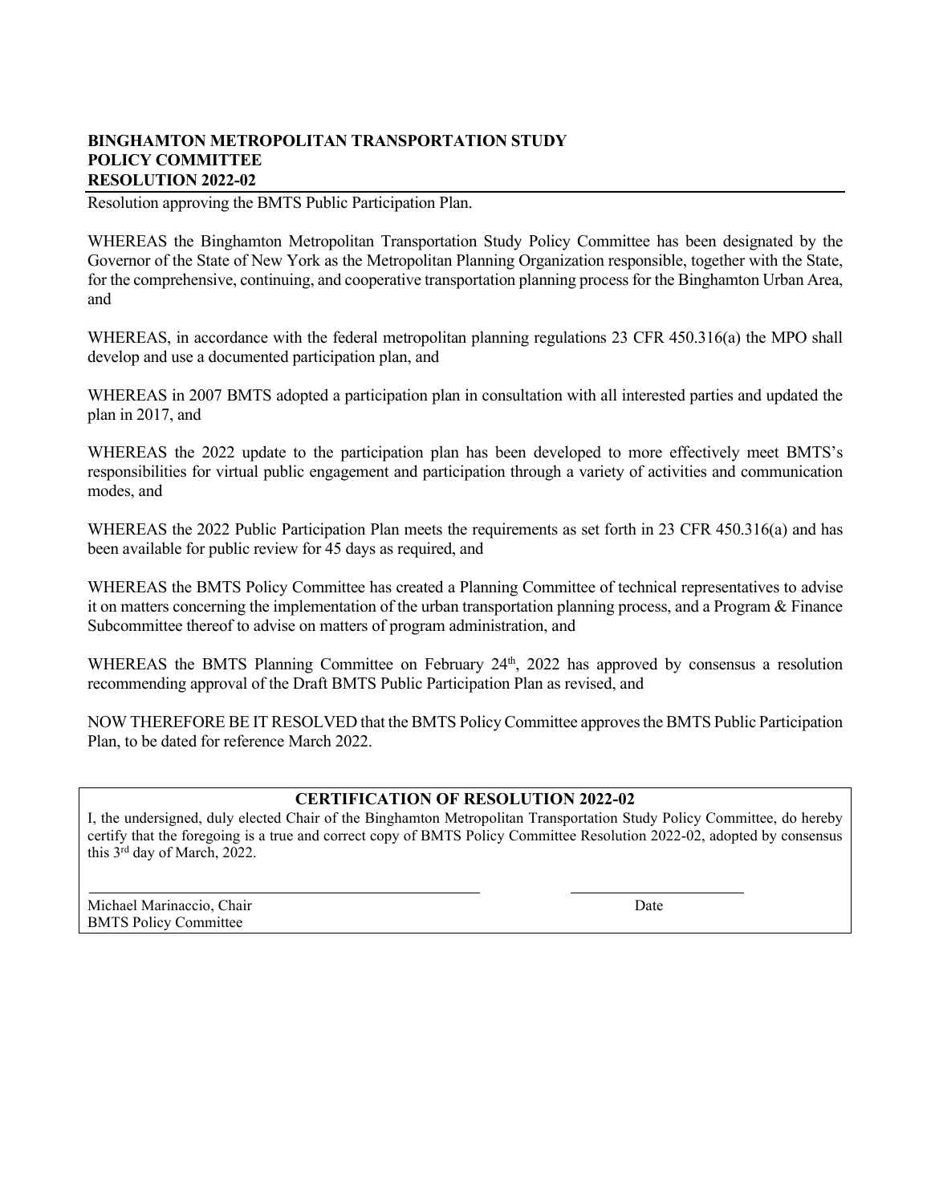**BINGHAMTON METROPOLITAN TRANSPORTATION STUDY**
**POLICY COMMITTEE**
**RESOLUTION 2022-02**

Resolution approving the BMTS Public Participation Plan.

WHEREAS the Binghamton Metropolitan Transportation Study Policy Committee has been designated by the Governor of the State of New York as the Metropolitan Planning Organization responsible, together with the State, for the comprehensive, continuing, and cooperative transportation planning process for the Binghamton Urban Area, and

WHEREAS, in accordance with the federal metropolitan planning regulations 23 CFR 450.316(a) the MPO shall develop and use a documented participation plan, and

WHEREAS in 2007 BMTS adopted a participation plan in consultation with all interested parties and updated the plan in 2017, and

WHEREAS the 2022 update to the participation plan has been developed to more effectively meet BMTS's responsibilities for virtual public engagement and participation through a variety of activities and communication modes, and

WHEREAS the 2022 Public Participation Plan meets the requirements as set forth in 23 CFR 450.316(a) and has been available for public review for 45 days as required, and

WHEREAS the BMTS Policy Committee has created a Planning Committee of technical representatives to advise it on matters concerning the implementation of the urban transportation planning process, and a Program & Finance Subcommittee thereof to advise on matters of program administration, and

WHEREAS the BMTS Planning Committee on February 24th, 2022 has approved by consensus a resolution recommending approval of the Draft BMTS Public Participation Plan as revised, and

NOW THEREFORE BE IT RESOLVED that the BMTS Policy Committee approves the BMTS Public Participation Plan, to be dated for reference March 2022.

**CERTIFICATION OF RESOLUTION 2022-02**

I, the undersigned, duly elected Chair of the Binghamton Metropolitan Transportation Study Policy Committee, do hereby certify that the foregoing is a true and correct copy of BMTS Policy Committee Resolution 2022-02, adopted by consensus this 3rd day of March, 2022.

Michael Marinaccio, Chair
BMTS Policy Committee

Date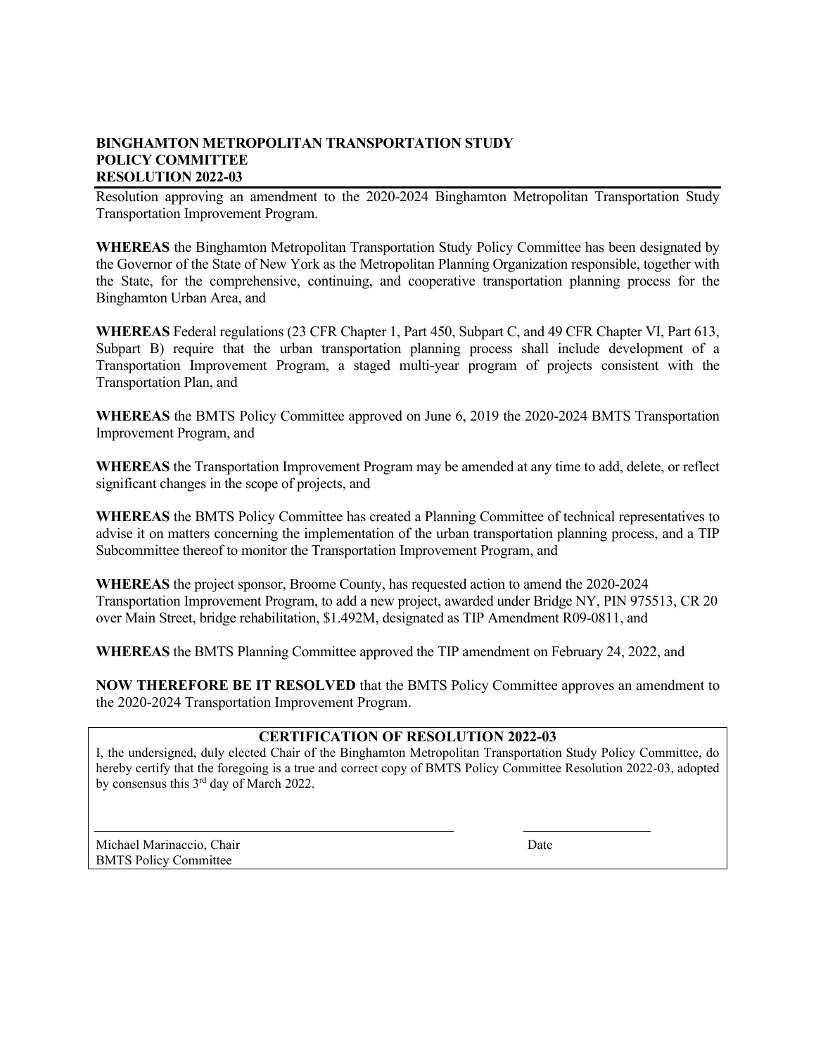**BINGHAMTON METROPOLITAN TRANSPORTATION STUDY**
**POLICY COMMITTEE**
**RESOLUTION 2022-03**

Resolution approving an amendment to the 2020-2024 Binghamton Metropolitan Transportation Study Transportation Improvement Program.

**WHEREAS** the Binghamton Metropolitan Transportation Study Policy Committee has been designated by the Governor of the State of New York as the Metropolitan Planning Organization responsible, together with the State, for the comprehensive, continuing, and cooperative transportation planning process for the Binghamton Urban Area, and

**WHEREAS** Federal regulations (23 CFR Chapter 1, Part 450, Subpart C, and 49 CFR Chapter VI, Part 613, Subpart B) require that the urban transportation planning process shall include development of a Transportation Improvement Program, a staged multi-year program of projects consistent with the Transportation Plan, and

**WHEREAS** the BMTS Policy Committee approved on June 6, 2019 the 2020-2024 BMTS Transportation Improvement Program, and

**WHEREAS** the Transportation Improvement Program may be amended at any time to add, delete, or reflect significant changes in the scope of projects, and

**WHEREAS** the BMTS Policy Committee has created a Planning Committee of technical representatives to advise it on matters concerning the implementation of the urban transportation planning process, and a TIP Subcommittee thereof to monitor the Transportation Improvement Program, and

**WHEREAS** the project sponsor, Broome County, has requested action to amend the 2020-2024 Transportation Improvement Program, to add a new project, awarded under Bridge NY, PIN 975513, CR 20 over Main Street, bridge rehabilitation, $1.492M, designated as TIP Amendment R09-0811, and

**WHEREAS** the BMTS Planning Committee approved the TIP amendment on February 24, 2022, and

**NOW THEREFORE BE IT RESOLVED** that the BMTS Policy Committee approves an amendment to the 2020-2024 Transportation Improvement Program.

**CERTIFICATION OF RESOLUTION 2022-03**

I, the undersigned, duly elected Chair of the Binghamton Metropolitan Transportation Study Policy Committee, do hereby certify that the foregoing is a true and correct copy of BMTS Policy Committee Resolution 2022-03, adopted by consensus this 3rd day of March 2022.

_______________________________________ ____________________

Michael Marinaccio, Chair
BMTS Policy Committee

Date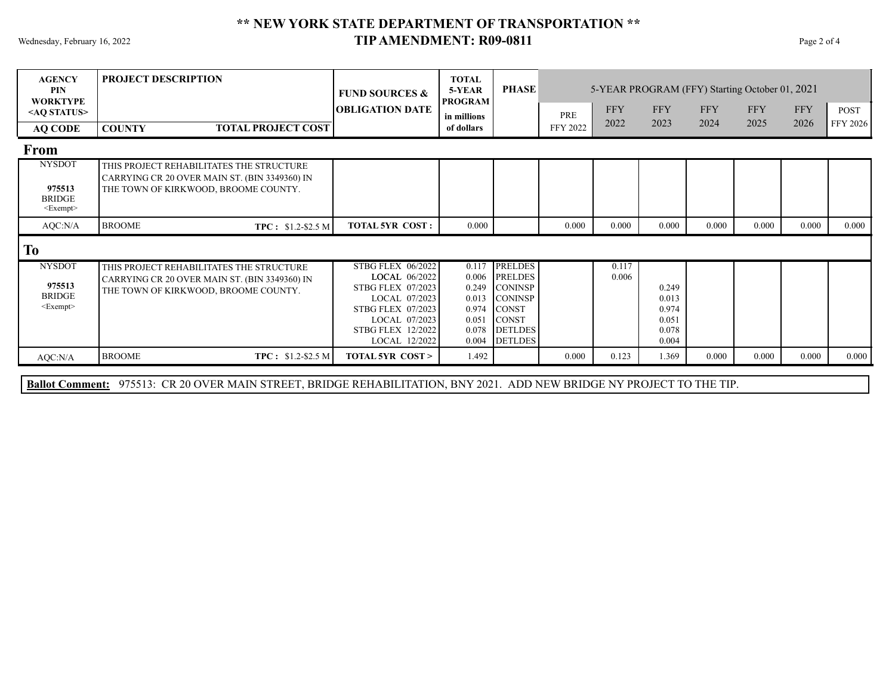# ** NEW YORK STATE DEPARTMENT OF TRANSPORTATION **

## TIP AMENDMENT: R09-0811

Wednesday, February 16, 2022

| AGENCY PIN WORKTYPE <AQ STATUS> AQ CODE | PROJECT DESCRIPTION COUNTY TOTAL PROJECT COST | FUND SOURCES & OBLIGATION DATE | TOTAL 5-YEAR PROGRAM in millions of dollars | PHASE | 5-YEAR PROGRAM (FFY) Starting October 01, 2021 | | | | | | |
|---|---|---|---|---|---|---|---|---|---|---|---|
| | | | | | PRE FFY 2022 | FFY 2022 | FFY 2023 | FFY 2024 | FFY 2025 | FFY 2026 | POST FFY 2026 |
| **From** | | | | | | | | | | | |
| NYSDOT **975513** BRIDGE <Exempt> | THIS PROJECT REHABILITATES THE STRUCTURE CARRYING CR 20 OVER MAIN ST. (BIN 3349360) IN THE TOWN OF KIRKWOOD, BROOME COUNTY. | | | | | | | | | | |
| AQC:N/A | BROOME TPC : $1.2-$2.5 M | **TOTAL 5YR COST :** | 0.000 | | 0.000 | 0.000 | 0.000 | 0.000 | 0.000 | 0.000 | 0.000 |
| **To** | | | | | | | | | | | |
| NYSDOT **975513** BRIDGE <Exempt> | THIS PROJECT REHABILITATES THE STRUCTURE CARRYING CR 20 OVER MAIN ST. (BIN 3349360) IN THE TOWN OF KIRKWOOD, BROOME COUNTY. | STBG FLEX 06/2022 | 0.117 | PRELDES | | 0.117 | | | | | |
| | | LOCAL 06/2022 | 0.006 | PRELDES | | 0.006 | | | | | |
| | | STBG FLEX 07/2023 | 0.249 | CONINSP | | | 0.249 | | | | |
| | | LOCAL 07/2023 | 0.013 | CONINSP | | | 0.013 | | | | |
| | | STBG FLEX 07/2023 | 0.974 | CONST | | | 0.974 | | | | |
| | | LOCAL 07/2023 | 0.051 | CONST | | | 0.051 | | | | |
| | | STBG FLEX 12/2022 | 0.078 | DETLDES | | | 0.078 | | | | |
| | | LOCAL 12/2022 | 0.004 | DETLDES | | | 0.004 | | | | |
| AQC:N/A | BROOME TPC : $1.2-$2.5 M | **TOTAL 5YR COST >** | 1.492 | | 0.000 | 0.123 | 1.369 | 0.000 | 0.000 | 0.000 | 0.000 |

**Ballot Comment:** 975513: CR 20 OVER MAIN STREET, BRIDGE REHABILITATION, BNY 2021. ADD NEW BRIDGE NY PROJECT TO THE TIP.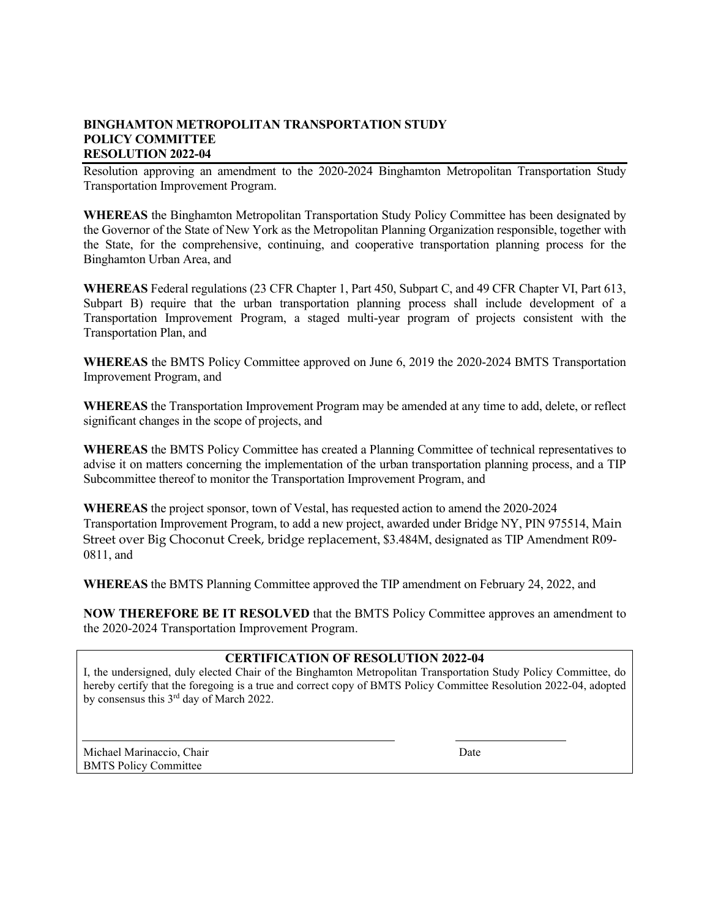**BINGHAMTON METROPOLITAN TRANSPORTATION STUDY**
**POLICY COMMITTEE**
**RESOLUTION 2022-04**

Resolution approving an amendment to the 2020-2024 Binghamton Metropolitan Transportation Study Transportation Improvement Program.

**WHEREAS** the Binghamton Metropolitan Transportation Study Policy Committee has been designated by the Governor of the State of New York as the Metropolitan Planning Organization responsible, together with the State, for the comprehensive, continuing, and cooperative transportation planning process for the Binghamton Urban Area, and

**WHEREAS** Federal regulations (23 CFR Chapter 1, Part 450, Subpart C, and 49 CFR Chapter VI, Part 613, Subpart B) require that the urban transportation planning process shall include development of a Transportation Improvement Program, a staged multi-year program of projects consistent with the Transportation Plan, and

**WHEREAS** the BMTS Policy Committee approved on June 6, 2019 the 2020-2024 BMTS Transportation Improvement Program, and

**WHEREAS** the Transportation Improvement Program may be amended at any time to add, delete, or reflect significant changes in the scope of projects, and

**WHEREAS** the BMTS Policy Committee has created a Planning Committee of technical representatives to advise it on matters concerning the implementation of the urban transportation planning process, and a TIP Subcommittee thereof to monitor the Transportation Improvement Program, and

**WHEREAS** the project sponsor, town of Vestal, has requested action to amend the 2020-2024 Transportation Improvement Program, to add a new project, awarded under Bridge NY, PIN 975514, Main Street over Big Choconut Creek, bridge replacement, $3.484M, designated as TIP Amendment R09-0811, and

**WHEREAS** the BMTS Planning Committee approved the TIP amendment on February 24, 2022, and

**NOW THEREFORE BE IT RESOLVED** that the BMTS Policy Committee approves an amendment to the 2020-2024 Transportation Improvement Program.

**CERTIFICATION OF RESOLUTION 2022-04**

I, the undersigned, duly elected Chair of the Binghamton Metropolitan Transportation Study Policy Committee, do hereby certify that the foregoing is a true and correct copy of BMTS Policy Committee Resolution 2022-04, adopted by consensus this 3rd day of March 2022.

Michael Marinaccio, Chair
BMTS Policy Committee

Date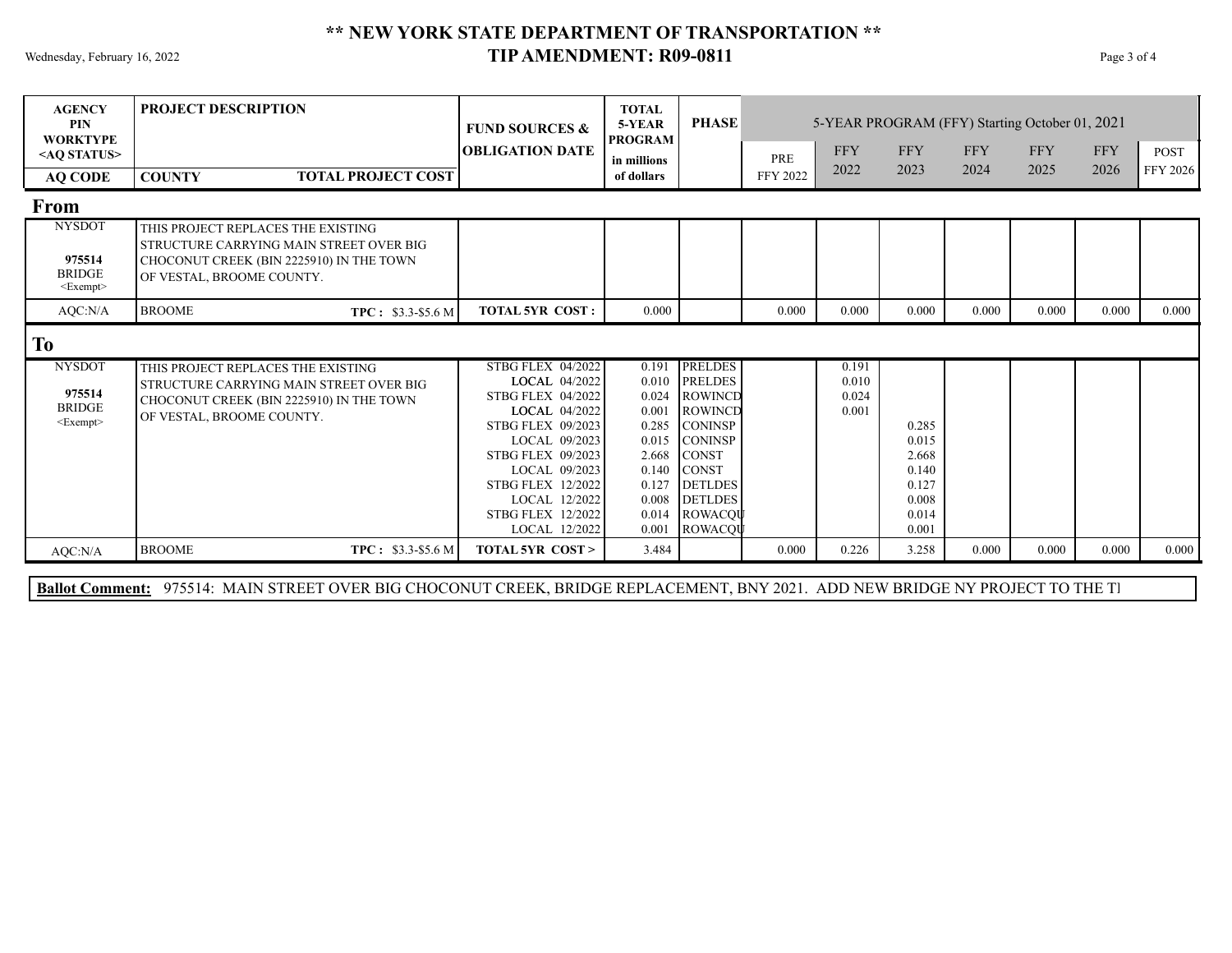# ** NEW YORK STATE DEPARTMENT OF TRANSPORTATION **

## TIP AMENDMENT: R09-0811

Wednesday, February 16, 2022

| AGENCY PIN WORKTYPE <AQ STATUS> / AQ CODE | PROJECT DESCRIPTION / COUNTY / TOTAL PROJECT COST | FUND SOURCES & OBLIGATION DATE | TOTAL 5-YEAR PROGRAM in millions of dollars | PHASE | PRE FFY 2022 | FFY 2022 | FFY 2023 | FFY 2024 | FFY 2025 | FFY 2026 | POST FFY 2026 |
|---|---|---|---|---|---|---|---|---|---|---|---|
| **From** | | | | | | | | | | | |
| NYSDOT 975514 BRIDGE <Exempt> | THIS PROJECT REPLACES THE EXISTING STRUCTURE CARRYING MAIN STREET OVER BIG CHOCONUT CREEK (BIN 2225910) IN THE TOWN OF VESTAL, BROOME COUNTY. | | | | | | | | | | |
| AQC:N/A | BROOME TPC : $3.3-$5.6 M | TOTAL 5YR COST : | 0.000 | | 0.000 | 0.000 | 0.000 | 0.000 | 0.000 | 0.000 | 0.000 |
| **To** | | | | | | | | | | | |
| NYSDOT 975514 BRIDGE <Exempt> | THIS PROJECT REPLACES THE EXISTING STRUCTURE CARRYING MAIN STREET OVER BIG CHOCONUT CREEK (BIN 2225910) IN THE TOWN OF VESTAL, BROOME COUNTY. | STBG FLEX 04/2022 | 0.191 | PRELDES | | 0.191 | | | | | |
| | | LOCAL 04/2022 | 0.010 | PRELDES | | 0.010 | | | | | |
| | | STBG FLEX 04/2022 | 0.024 | ROWINCD | | 0.024 | | | | | |
| | | LOCAL 04/2022 | 0.001 | ROWINCD | | 0.001 | | | | | |
| | | STBG FLEX 09/2023 | 0.285 | CONINSP | | | 0.285 | | | | |
| | | LOCAL 09/2023 | 0.015 | CONINSP | | | 0.015 | | | | |
| | | STBG FLEX 09/2023 | 2.668 | CONST | | | 2.668 | | | | |
| | | LOCAL 09/2023 | 0.140 | CONST | | | 0.140 | | | | |
| | | STBG FLEX 12/2022 | 0.127 | DETLDES | | | 0.127 | | | | |
| | | LOCAL 12/2022 | 0.008 | DETLDES | | | 0.008 | | | | |
| | | STBG FLEX 12/2022 | 0.014 | ROWACQU | | | 0.014 | | | | |
| | | LOCAL 12/2022 | 0.001 | ROWACQU | | | 0.001 | | | | |
| AQC:N/A | BROOME TPC : $3.3-$5.6 M | TOTAL 5YR COST > | 3.484 | | 0.000 | 0.226 | 3.258 | 0.000 | 0.000 | 0.000 | 0.000 |

**Ballot Comment:** 975514: MAIN STREET OVER BIG CHOCONUT CREEK, BRIDGE REPLACEMENT, BNY 2021. ADD NEW BRIDGE NY PROJECT TO THE TI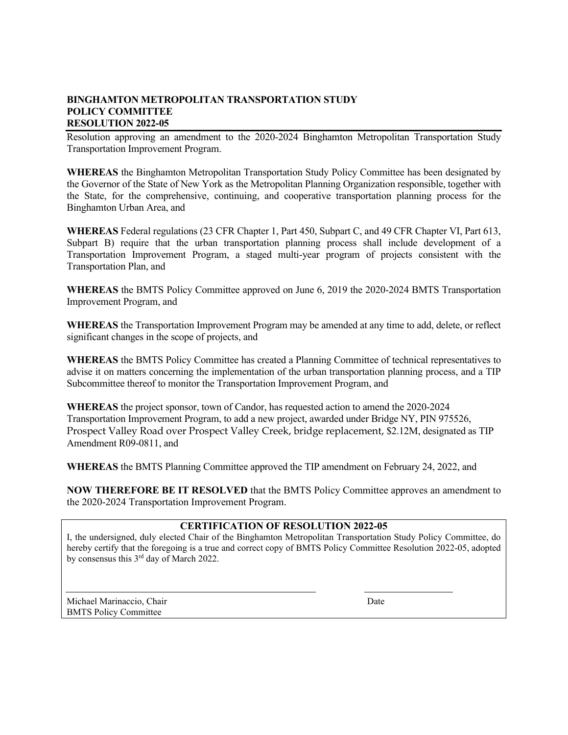**BINGHAMTON METROPOLITAN TRANSPORTATION STUDY**
**POLICY COMMITTEE**
**RESOLUTION 2022-05**

Resolution approving an amendment to the 2020-2024 Binghamton Metropolitan Transportation Study Transportation Improvement Program.

**WHEREAS** the Binghamton Metropolitan Transportation Study Policy Committee has been designated by the Governor of the State of New York as the Metropolitan Planning Organization responsible, together with the State, for the comprehensive, continuing, and cooperative transportation planning process for the Binghamton Urban Area, and

**WHEREAS** Federal regulations (23 CFR Chapter 1, Part 450, Subpart C, and 49 CFR Chapter VI, Part 613, Subpart B) require that the urban transportation planning process shall include development of a Transportation Improvement Program, a staged multi-year program of projects consistent with the Transportation Plan, and

**WHEREAS** the BMTS Policy Committee approved on June 6, 2019 the 2020-2024 BMTS Transportation Improvement Program, and

**WHEREAS** the Transportation Improvement Program may be amended at any time to add, delete, or reflect significant changes in the scope of projects, and

**WHEREAS** the BMTS Policy Committee has created a Planning Committee of technical representatives to advise it on matters concerning the implementation of the urban transportation planning process, and a TIP Subcommittee thereof to monitor the Transportation Improvement Program, and

**WHEREAS** the project sponsor, town of Candor, has requested action to amend the 2020-2024 Transportation Improvement Program, to add a new project, awarded under Bridge NY, PIN 975526, Prospect Valley Road over Prospect Valley Creek, bridge replacement, $2.12M, designated as TIP Amendment R09-0811, and

**WHEREAS** the BMTS Planning Committee approved the TIP amendment on February 24, 2022, and

**NOW THEREFORE BE IT RESOLVED** that the BMTS Policy Committee approves an amendment to the 2020-2024 Transportation Improvement Program.

**CERTIFICATION OF RESOLUTION 2022-05**

I, the undersigned, duly elected Chair of the Binghamton Metropolitan Transportation Study Policy Committee, do hereby certify that the foregoing is a true and correct copy of BMTS Policy Committee Resolution 2022-05, adopted by consensus this 3rd day of March 2022.

Michael Marinaccio, Chair
BMTS Policy Committee

Date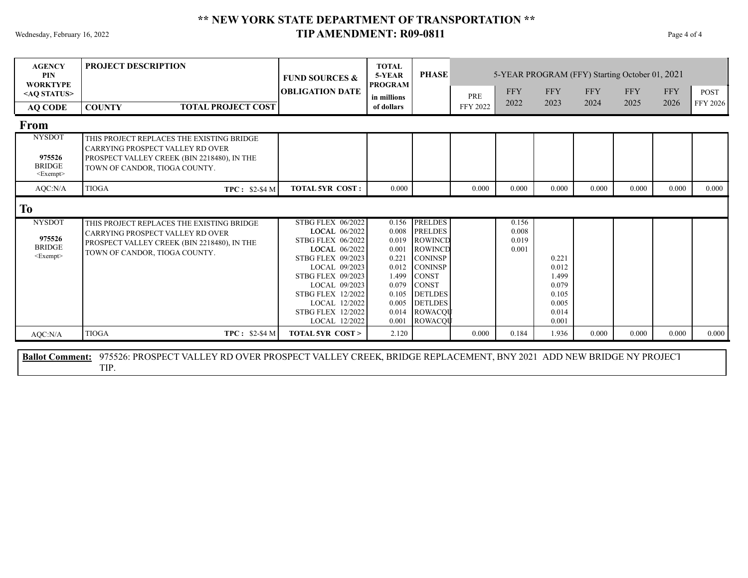# ** NEW YORK STATE DEPARTMENT OF TRANSPORTATION **

## TIP AMENDMENT: R09-0811

Wednesday, February 16, 2022

| AGENCY PIN WORKTYPE <AQ STATUS> / AQ CODE | PROJECT DESCRIPTION / COUNTY / TOTAL PROJECT COST | FUND SOURCES & OBLIGATION DATE | TOTAL 5-YEAR PROGRAM in millions of dollars | PHASE | PRE FFY 2022 | FFY 2022 | FFY 2023 | FFY 2024 | FFY 2025 | FFY 2026 | POST FFY 2026 |
|---|---|---|---|---|---|---|---|---|---|---|---|
| | | | | | 5-YEAR PROGRAM (FFY) Starting October 01, 2021 | | | | | | |
| **From** | | | | | | | | | | | |
| NYSDOT **975526** BRIDGE <Exempt> | THIS PROJECT REPLACES THE EXISTING BRIDGE CARRYING PROSPECT VALLEY RD OVER PROSPECT VALLEY CREEK (BIN 2218480), IN THE TOWN OF CANDOR, TIOGA COUNTY. | | | | | | | | | | |
| AQC:N/A | TIOGA **TPC :** $2-$4 M | **TOTAL 5YR COST :** | 0.000 | | 0.000 | 0.000 | 0.000 | 0.000 | 0.000 | 0.000 | 0.000 |
| **To** | | | | | | | | | | | |
| NYSDOT **975526** BRIDGE <Exempt> | THIS PROJECT REPLACES THE EXISTING BRIDGE CARRYING PROSPECT VALLEY RD OVER PROSPECT VALLEY CREEK (BIN 2218480), IN THE TOWN OF CANDOR, TIOGA COUNTY. | STBG FLEX 06/2022 | 0.156 | PRELDES | | 0.156 | | | | | |
| | | LOCAL 06/2022 | 0.008 | PRELDES | | 0.008 | | | | | |
| | | STBG FLEX 06/2022 | 0.019 | ROWINCD | | 0.019 | | | | | |
| | | LOCAL 06/2022 | 0.001 | ROWINCD | | 0.001 | | | | | |
| | | STBG FLEX 09/2023 | 0.221 | CONINSP | | | 0.221 | | | | |
| | | LOCAL 09/2023 | 0.012 | CONINSP | | | 0.012 | | | | |
| | | STBG FLEX 09/2023 | 1.499 | CONST | | | 1.499 | | | | |
| | | LOCAL 09/2023 | 0.079 | CONST | | | 0.079 | | | | |
| | | STBG FLEX 12/2022 | 0.105 | DETLDES | | | 0.105 | | | | |
| | | LOCAL 12/2022 | 0.005 | DETLDES | | | 0.005 | | | | |
| | | STBG FLEX 12/2022 | 0.014 | ROWACQU | | | 0.014 | | | | |
| | | LOCAL 12/2022 | 0.001 | ROWACQU | | | 0.001 | | | | |
| AQC:N/A | TIOGA **TPC :** $2-$4 M | **TOTAL 5YR COST >** | 2.120 | | 0.000 | 0.184 | 1.936 | 0.000 | 0.000 | 0.000 | 0.000 |

**Ballot Comment:** 975526: PROSPECT VALLEY RD OVER PROSPECT VALLEY CREEK, BRIDGE REPLACEMENT, BNY 2021 ADD NEW BRIDGE NY PROJECT TIP.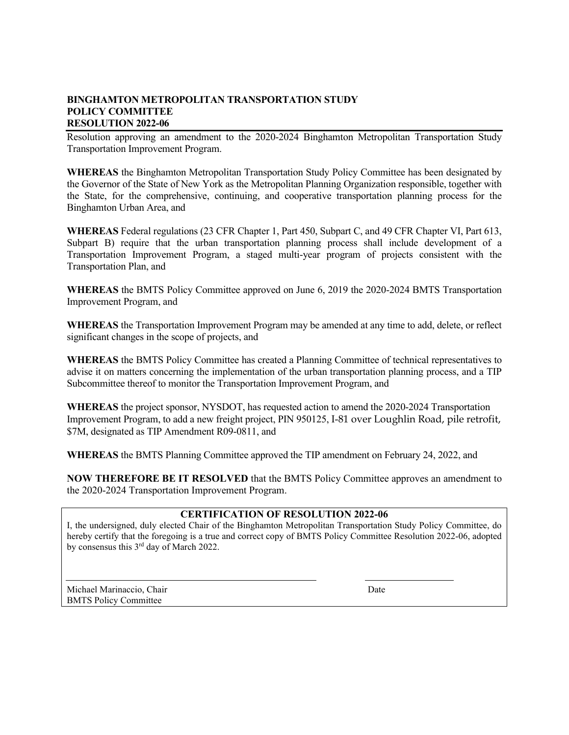**BINGHAMTON METROPOLITAN TRANSPORTATION STUDY**
**POLICY COMMITTEE**
**RESOLUTION 2022-06**

Resolution approving an amendment to the 2020-2024 Binghamton Metropolitan Transportation Study Transportation Improvement Program.

**WHEREAS** the Binghamton Metropolitan Transportation Study Policy Committee has been designated by the Governor of the State of New York as the Metropolitan Planning Organization responsible, together with the State, for the comprehensive, continuing, and cooperative transportation planning process for the Binghamton Urban Area, and

**WHEREAS** Federal regulations (23 CFR Chapter 1, Part 450, Subpart C, and 49 CFR Chapter VI, Part 613, Subpart B) require that the urban transportation planning process shall include development of a Transportation Improvement Program, a staged multi-year program of projects consistent with the Transportation Plan, and

**WHEREAS** the BMTS Policy Committee approved on June 6, 2019 the 2020-2024 BMTS Transportation Improvement Program, and

**WHEREAS** the Transportation Improvement Program may be amended at any time to add, delete, or reflect significant changes in the scope of projects, and

**WHEREAS** the BMTS Policy Committee has created a Planning Committee of technical representatives to advise it on matters concerning the implementation of the urban transportation planning process, and a TIP Subcommittee thereof to monitor the Transportation Improvement Program, and

**WHEREAS** the project sponsor, NYSDOT, has requested action to amend the 2020-2024 Transportation Improvement Program, to add a new freight project, PIN 950125, I-81 over Loughlin Road, pile retrofit, \$7M, designated as TIP Amendment R09-0811, and

**WHEREAS** the BMTS Planning Committee approved the TIP amendment on February 24, 2022, and

**NOW THEREFORE BE IT RESOLVED** that the BMTS Policy Committee approves an amendment to the 2020-2024 Transportation Improvement Program.

**CERTIFICATION OF RESOLUTION 2022-06**

I, the undersigned, duly elected Chair of the Binghamton Metropolitan Transportation Study Policy Committee, do hereby certify that the foregoing is a true and correct copy of BMTS Policy Committee Resolution 2022-06, adopted by consensus this 3rd day of March 2022.

Michael Marinaccio, Chair
BMTS Policy Committee

Date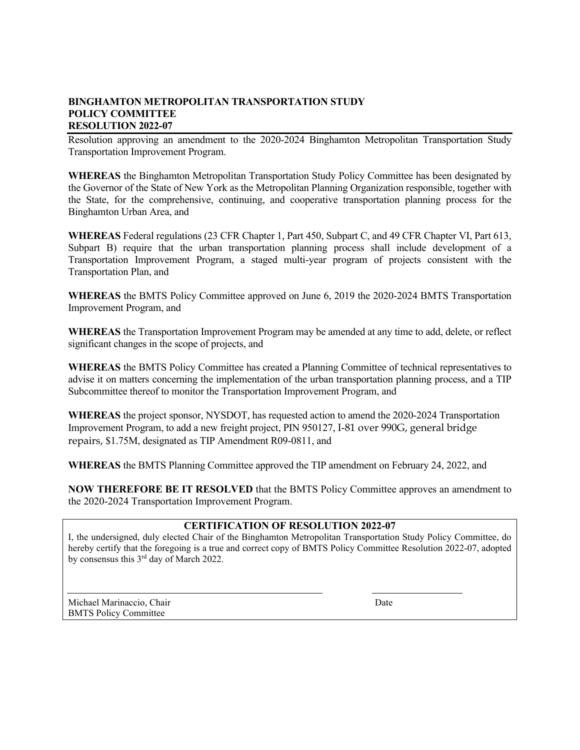**BINGHAMTON METROPOLITAN TRANSPORTATION STUDY**
**POLICY COMMITTEE**
**RESOLUTION 2022-07**

Resolution approving an amendment to the 2020-2024 Binghamton Metropolitan Transportation Study Transportation Improvement Program.

**WHEREAS** the Binghamton Metropolitan Transportation Study Policy Committee has been designated by the Governor of the State of New York as the Metropolitan Planning Organization responsible, together with the State, for the comprehensive, continuing, and cooperative transportation planning process for the Binghamton Urban Area, and

**WHEREAS** Federal regulations (23 CFR Chapter 1, Part 450, Subpart C, and 49 CFR Chapter VI, Part 613, Subpart B) require that the urban transportation planning process shall include development of a Transportation Improvement Program, a staged multi-year program of projects consistent with the Transportation Plan, and

**WHEREAS** the BMTS Policy Committee approved on June 6, 2019 the 2020-2024 BMTS Transportation Improvement Program, and

**WHEREAS** the Transportation Improvement Program may be amended at any time to add, delete, or reflect significant changes in the scope of projects, and

**WHEREAS** the BMTS Policy Committee has created a Planning Committee of technical representatives to advise it on matters concerning the implementation of the urban transportation planning process, and a TIP Subcommittee thereof to monitor the Transportation Improvement Program, and

**WHEREAS** the project sponsor, NYSDOT, has requested action to amend the 2020-2024 Transportation Improvement Program, to add a new freight project, PIN 950127, I-81 over 990G, general bridge repairs, $1.75M, designated as TIP Amendment R09-0811, and

**WHEREAS** the BMTS Planning Committee approved the TIP amendment on February 24, 2022, and

**NOW THEREFORE BE IT RESOLVED** that the BMTS Policy Committee approves an amendment to the 2020-2024 Transportation Improvement Program.

**CERTIFICATION OF RESOLUTION 2022-07**

I, the undersigned, duly elected Chair of the Binghamton Metropolitan Transportation Study Policy Committee, do hereby certify that the foregoing is a true and correct copy of BMTS Policy Committee Resolution 2022-07, adopted by consensus this 3rd day of March 2022.

Michael Marinaccio, Chair
BMTS Policy Committee

Date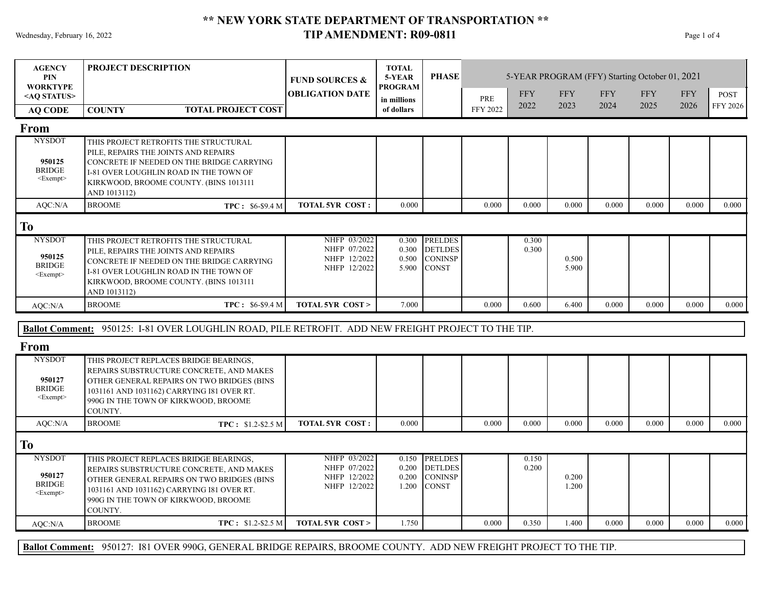# ** NEW YORK STATE DEPARTMENT OF TRANSPORTATION **

## TIP AMENDMENT: R09-0811

Wednesday, February 16, 2022

| AGENCY PIN WORKTYPE <AQ STATUS> / AQ CODE | PROJECT DESCRIPTION / COUNTY | TOTAL PROJECT COST | FUND SOURCES & OBLIGATION DATE | TOTAL 5-YEAR PROGRAM in millions of dollars | PHASE | PRE FFY 2022 | FFY 2022 | FFY 2023 | FFY 2024 | FFY 2025 | FFY 2026 | POST FFY 2026 |
|---|---|---|---|---|---|---|---|---|---|---|---|---|
| | | | | | | 5-YEAR PROGRAM (FFY) Starting October 01, 2021 | | | | | | |
| **From** | | | | | | | | | | | | |
| NYSDOT **950125** BRIDGE <Exempt> | THIS PROJECT RETROFITS THE STRUCTURAL PILE, REPAIRS THE JOINTS AND REPAIRS CONCRETE IF NEEDED ON THE BRIDGE CARRYING I-81 OVER LOUGHLIN ROAD IN THE TOWN OF KIRKWOOD, BROOME COUNTY. (BINS 1013111 AND 1013112) | | | | | | | | | | | |
| AQC:N/A | BROOME | TPC: $6-$9.4 M | TOTAL 5YR COST : | 0.000 | | 0.000 | 0.000 | 0.000 | 0.000 | 0.000 | 0.000 | 0.000 |
| **To** | | | | | | | | | | | | |
| NYSDOT **950125** BRIDGE <Exempt> | THIS PROJECT RETROFITS THE STRUCTURAL PILE, REPAIRS THE JOINTS AND REPAIRS CONCRETE IF NEEDED ON THE BRIDGE CARRYING I-81 OVER LOUGHLIN ROAD IN THE TOWN OF KIRKWOOD, BROOME COUNTY. (BINS 1013111 AND 1013112) | | NHFP 03/2022 | 0.300 | PRELDES | | 0.300 | | | | | |
| | | | NHFP 07/2022 | 0.300 | DETLDES | | 0.300 | | | | | |
| | | | NHFP 12/2022 | 0.500 | CONINSP | | | 0.500 | | | | |
| | | | NHFP 12/2022 | 5.900 | CONST | | | 5.900 | | | | |
| AQC:N/A | BROOME | TPC: $6-$9.4 M | TOTAL 5YR COST > | 7.000 | | 0.000 | 0.600 | 6.400 | 0.000 | 0.000 | 0.000 | 0.000 |

**Ballot Comment:** 950125: I-81 OVER LOUGHLIN ROAD, PILE RETROFIT. ADD NEW FREIGHT PROJECT TO THE TIP.

| AGENCY PIN WORKTYPE <AQ STATUS> / AQ CODE | PROJECT DESCRIPTION / COUNTY | TOTAL PROJECT COST | FUND SOURCES & OBLIGATION DATE | TOTAL 5-YEAR PROGRAM in millions of dollars | PHASE | PRE FFY 2022 | FFY 2022 | FFY 2023 | FFY 2024 | FFY 2025 | FFY 2026 | POST FFY 2026 |
|---|---|---|---|---|---|---|---|---|---|---|---|---|
| **From** | | | | | | | | | | | | |
| NYSDOT **950127** BRIDGE <Exempt> | THIS PROJECT REPLACES BRIDGE BEARINGS, REPAIRS SUBSTRUCTURE CONCRETE, AND MAKES OTHER GENERAL REPAIRS ON TWO BRIDGES (BINS 1031161 AND 1031162) CARRYING I81 OVER RT. 990G IN THE TOWN OF KIRKWOOD, BROOME COUNTY. | | | | | | | | | | | |
| AQC:N/A | BROOME | TPC: $1.2-$2.5 M | TOTAL 5YR COST : | 0.000 | | 0.000 | 0.000 | 0.000 | 0.000 | 0.000 | 0.000 | 0.000 |
| **To** | | | | | | | | | | | | |
| NYSDOT **950127** BRIDGE <Exempt> | THIS PROJECT REPLACES BRIDGE BEARINGS, REPAIRS SUBSTRUCTURE CONCRETE, AND MAKES OTHER GENERAL REPAIRS ON TWO BRIDGES (BINS 1031161 AND 1031162) CARRYING I81 OVER RT. 990G IN THE TOWN OF KIRKWOOD, BROOME COUNTY. | | NHFP 03/2022 | 0.150 | PRELDES | | 0.150 | | | | | |
| | | | NHFP 07/2022 | 0.200 | DETLDES | | 0.200 | | | | | |
| | | | NHFP 12/2022 | 0.200 | CONINSP | | | 0.200 | | | | |
| | | | NHFP 12/2022 | 1.200 | CONST | | | 1.200 | | | | |
| AQC:N/A | BROOME | TPC: $1.2-$2.5 M | TOTAL 5YR COST > | 1.750 | | 0.000 | 0.350 | 1.400 | 0.000 | 0.000 | 0.000 | 0.000 |

**Ballot Comment:** 950127: I81 OVER 990G, GENERAL BRIDGE REPAIRS, BROOME COUNTY. ADD NEW FREIGHT PROJECT TO THE TIP.